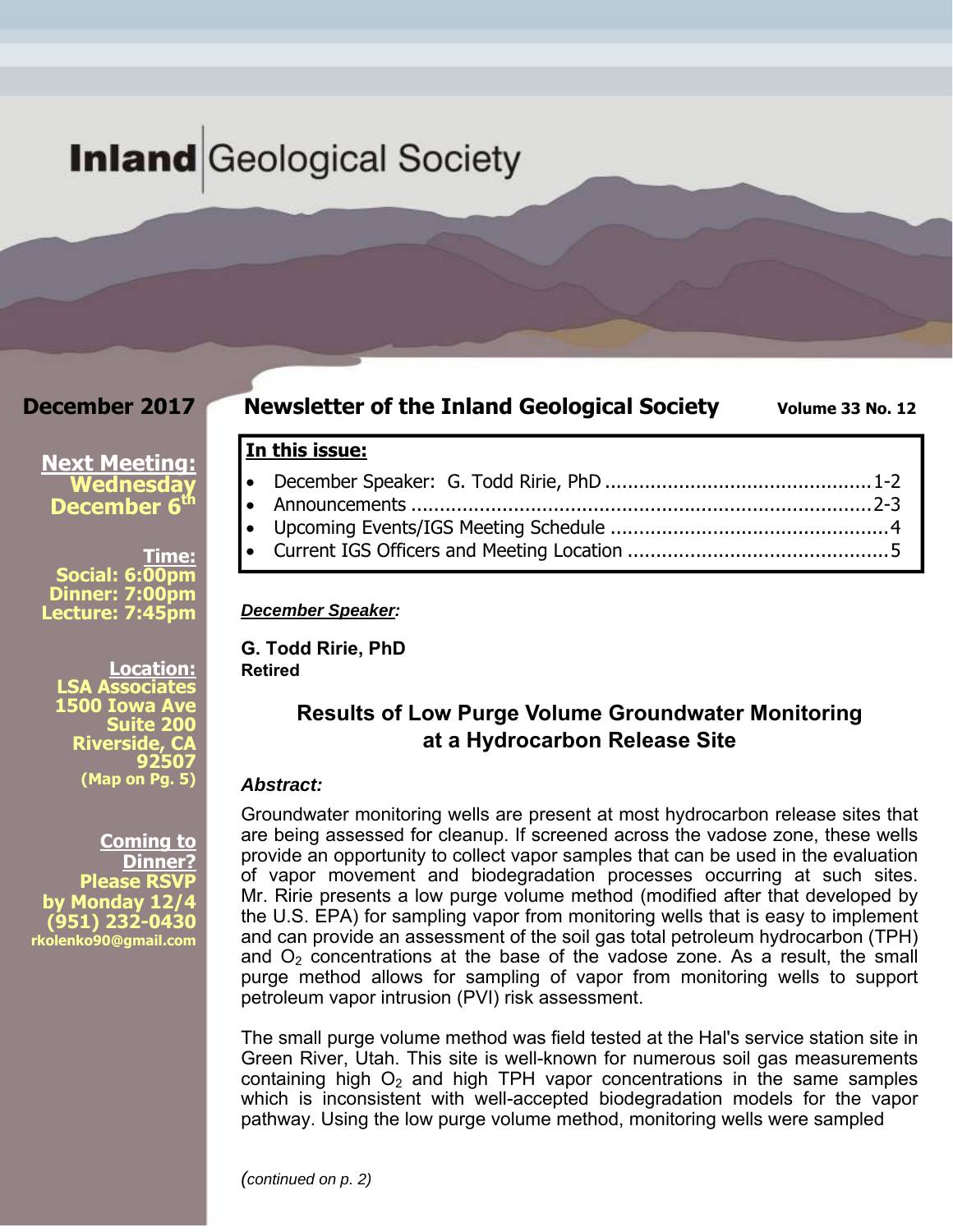# **Inland** Geological Society

**December 2017**

**Next Meeting:**
**Wednesday December 6th**

**Time:**
**Social: 6:00pm**
**Dinner: 7:00pm**
**Lecture: 7:45pm**

**Location:**
**LSA Associates**
**1500 Iowa Ave**
**Suite 200**
**Riverside, CA 92507**
**(Map on Pg. 5)**

**Coming to Dinner?**
**Please RSVP by Monday 12/4**
**(951) 232-0430**
**rkolenko90@gmail.com**

## Newsletter of the Inland Geological Society

**Volume 33 No. 12**

**In this issue:**

- December Speaker: G. Todd Ririe, PhD ....................... 1-2
- Announcements ....................... 2-3
- Upcoming Events/IGS Meeting Schedule ....................... 4
- Current IGS Officers and Meeting Location ....................... 5

***December Speaker:***

**G. Todd Ririe, PhD**
**Retired**

### Results of Low Purge Volume Groundwater Monitoring at a Hydrocarbon Release Site

***Abstract:***

Groundwater monitoring wells are present at most hydrocarbon release sites that are being assessed for cleanup. If screened across the vadose zone, these wells provide an opportunity to collect vapor samples that can be used in the evaluation of vapor movement and biodegradation processes occurring at such sites. Mr. Ririe presents a low purge volume method (modified after that developed by the U.S. EPA) for sampling vapor from monitoring wells that is easy to implement and can provide an assessment of the soil gas total petroleum hydrocarbon (TPH) and $O_2$ concentrations at the base of the vadose zone. As a result, the small purge method allows for sampling of vapor from monitoring wells to support petroleum vapor intrusion (PVI) risk assessment.

The small purge volume method was field tested at the Hal's service station site in Green River, Utah. This site is well-known for numerous soil gas measurements containing high $O_2$ and high TPH vapor concentrations in the same samples which is inconsistent with well-accepted biodegradation models for the vapor pathway. Using the low purge volume method, monitoring wells were sampled

*(continued on p. 2)*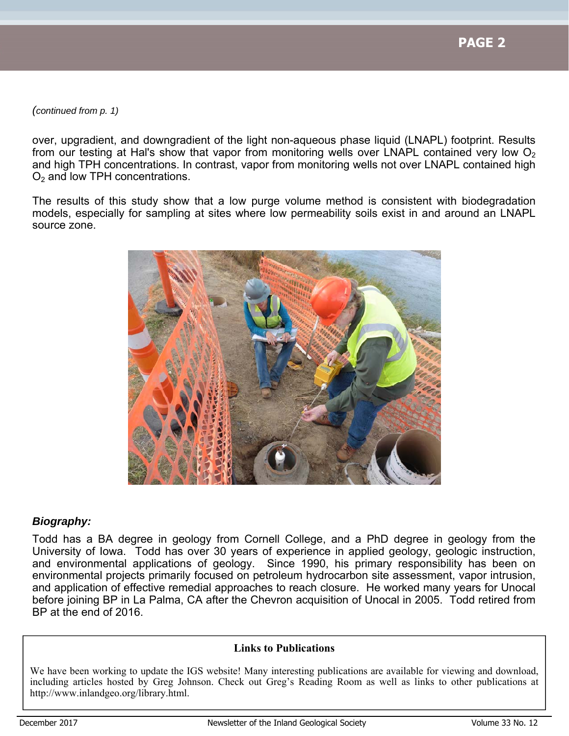*(continued from p. 1)*

over, upgradient, and downgradient of the light non-aqueous phase liquid (LNAPL) footprint. Results from our testing at Hal's show that vapor from monitoring wells over LNAPL contained very low $O_2$ and high TPH concentrations. In contrast, vapor from monitoring wells not over LNAPL contained high $O_2$ and low TPH concentrations.

The results of this study show that a low purge volume method is consistent with biodegradation models, especially for sampling at sites where low permeability soils exist in and around an LNAPL source zone.

***Biography:***

Todd has a BA degree in geology from Cornell College, and a PhD degree in geology from the University of Iowa. Todd has over 30 years of experience in applied geology, geologic instruction, and environmental applications of geology. Since 1990, his primary responsibility has been on environmental projects primarily focused on petroleum hydrocarbon site assessment, vapor intrusion, and application of effective remedial approaches to reach closure. He worked many years for Unocal before joining BP in La Palma, CA after the Chevron acquisition of Unocal in 2005. Todd retired from BP at the end of 2016.

**Links to Publications**

We have been working to update the IGS website! Many interesting publications are available for viewing and download, including articles hosted by Greg Johnson. Check out Greg's Reading Room as well as links to other publications at http://www.inlandgeo.org/library.html.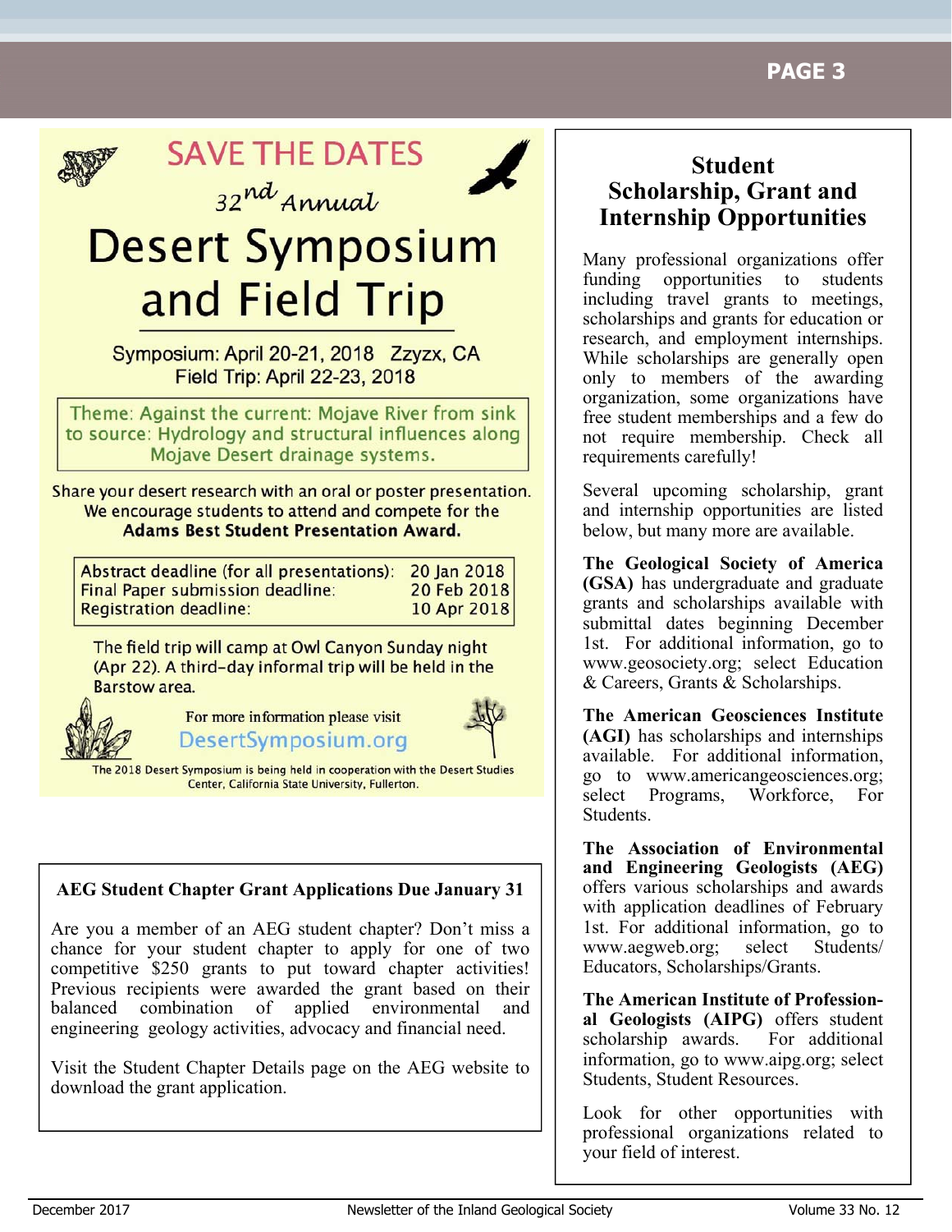# SAVE THE DATES

32nd Annual

# Desert Symposium and Field Trip

Symposium: April 20-21, 2018 Zzyzx, CA
Field Trip: April 22-23, 2018

Theme: Against the current: Mojave River from sink to source: Hydrology and structural influences along Mojave Desert drainage systems.

Share your desert research with an oral or poster presentation. We encourage students to attend and compete for the **Adams Best Student Presentation Award.**

| | |
|---|---|
| Abstract deadline (for all presentations): | 20 Jan 2018 |
| Final Paper submission deadline: | 20 Feb 2018 |
| Registration deadline: | 10 Apr 2018 |

The field trip will camp at Owl Canyon Sunday night (Apr 22). A third-day informal trip will be held in the Barstow area.

For more information please visit
DesertSymposium.org

The 2018 Desert Symposium is being held in cooperation with the Desert Studies Center, California State University, Fullerton.

## AEG Student Chapter Grant Applications Due January 31

Are you a member of an AEG student chapter? Don't miss a chance for your student chapter to apply for one of two competitive $250 grants to put toward chapter activities! Previous recipients were awarded the grant based on their balanced combination of applied environmental and engineering geology activities, advocacy and financial need.

Visit the Student Chapter Details page on the AEG website to download the grant application.

## Student Scholarship, Grant and Internship Opportunities

Many professional organizations offer funding opportunities to students including travel grants to meetings, scholarships and grants for education or research, and employment internships. While scholarships are generally open only to members of the awarding organization, some organizations have free student memberships and a few do not require membership. Check all requirements carefully!

Several upcoming scholarship, grant and internship opportunities are listed below, but many more are available.

**The Geological Society of America (GSA)** has undergraduate and graduate grants and scholarships available with submittal dates beginning December 1st. For additional information, go to www.geosociety.org; select Education & Careers, Grants & Scholarships.

**The American Geosciences Institute (AGI)** has scholarships and internships available. For additional information, go to www.americangeosciences.org; select Programs, Workforce, For Students.

**The Association of Environmental and Engineering Geologists (AEG)** offers various scholarships and awards with application deadlines of February 1st. For additional information, go to www.aegweb.org; select Students/ Educators, Scholarships/Grants.

**The American Institute of Professional Geologists (AIPG)** offers student scholarship awards. For additional information, go to www.aipg.org; select Students, Student Resources.

Look for other opportunities with professional organizations related to your field of interest.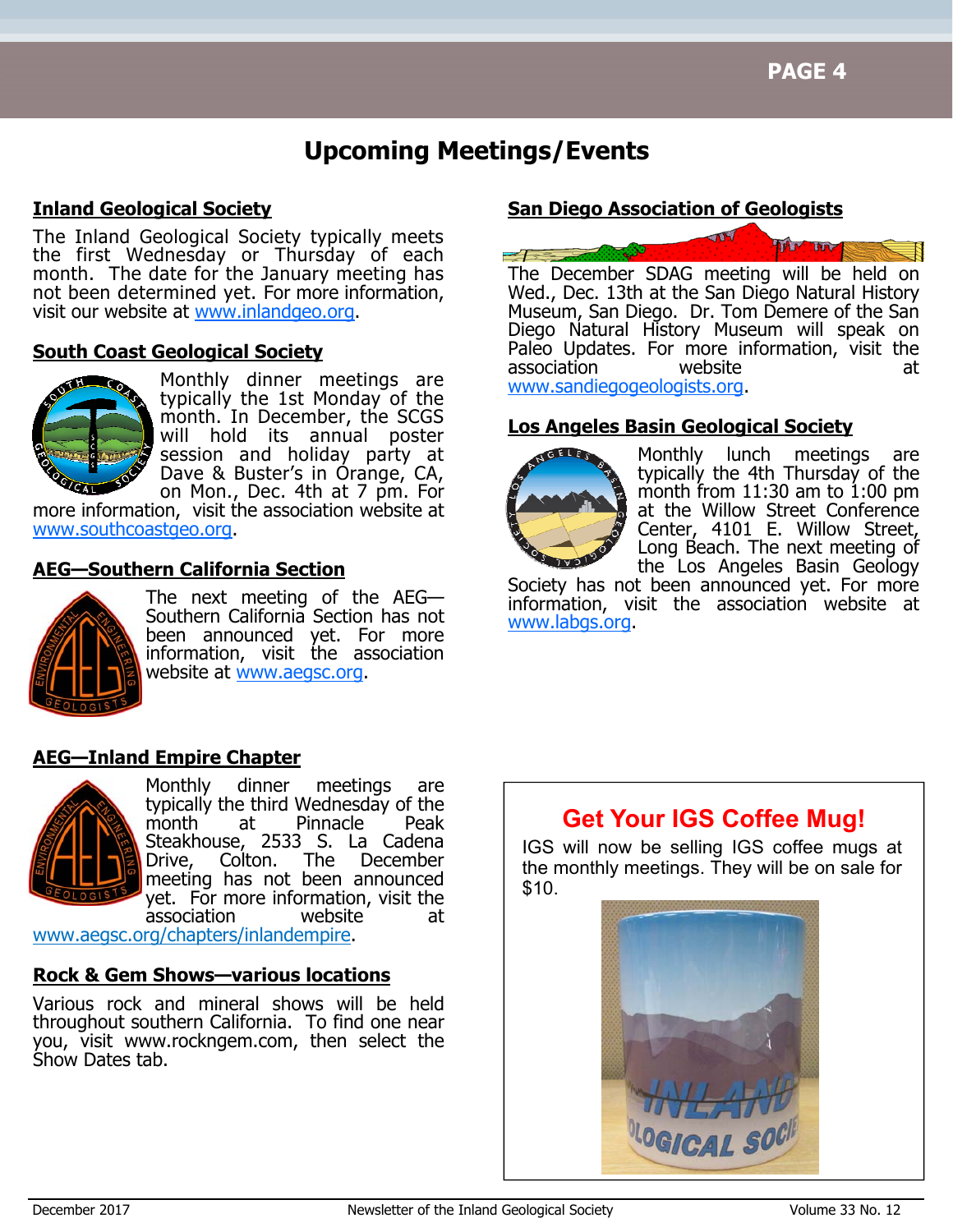# Upcoming Meetings/Events

## Inland Geological Society

The Inland Geological Society typically meets the first Wednesday or Thursday of each month. The date for the January meeting has not been determined yet. For more information, visit our website at www.inlandgeo.org.

## South Coast Geological Society

Monthly dinner meetings are typically the 1st Monday of the month. In December, the SCGS will hold its annual poster session and holiday party at Dave & Buster's in Orange, CA, on Mon., Dec. 4th at 7 pm. For more information, visit the association website at www.southcoastgeo.org.

## AEG—Southern California Section

The next meeting of the AEG—Southern California Section has not been announced yet. For more information, visit the association website at www.aegsc.org.

## AEG—Inland Empire Chapter

Monthly dinner meetings are typically the third Wednesday of the month at Pinnacle Peak Steakhouse, 2533 S. La Cadena Drive, Colton. The December meeting has not been announced yet. For more information, visit the association website at www.aegsc.org/chapters/inlandempire.

## Rock & Gem Shows—various locations

Various rock and mineral shows will be held throughout southern California. To find one near you, visit www.rockngem.com, then select the Show Dates tab.

## San Diego Association of Geologists

The December SDAG meeting will be held on Wed., Dec. 13th at the San Diego Natural History Museum, San Diego. Dr. Tom Demere of the San Diego Natural History Museum will speak on Paleo Updates. For more information, visit the association website at www.sandiegogeologists.org.

## Los Angeles Basin Geological Society

Monthly lunch meetings are typically the 4th Thursday of the month from 11:30 am to 1:00 pm at the Willow Street Conference Center, 4101 E. Willow Street, Long Beach. The next meeting of the Los Angeles Basin Geology Society has not been announced yet. For more information, visit the association website at www.labgs.org.

## Get Your IGS Coffee Mug!

IGS will now be selling IGS coffee mugs at the monthly meetings. They will be on sale for $10.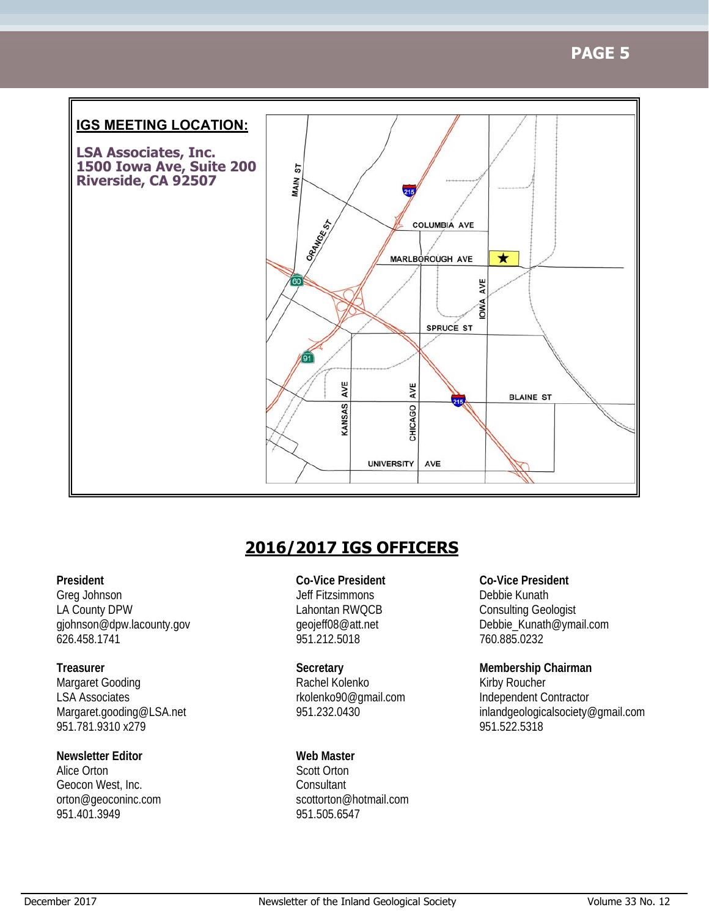## IGS MEETING LOCATION:

**LSA Associates, Inc.**
**1500 Iowa Ave, Suite 200**
**Riverside, CA 92507**

MAIN ST
ORANGE ST
215
COLUMBIA AVE
MARLBOROUGH AVE
60
IOWA AVE
SPRUCE ST
91
KANSAS AVE
CHICAGO AVE
215
BLAINE ST
UNIVERSITY AVE

## 2016/2017 IGS OFFICERS

**President**
Greg Johnson
LA County DPW
gjohnson@dpw.lacounty.gov
626.458.1741

**Co-Vice President**
Jeff Fitzsimmons
Lahontan RWQCB
geojeff08@att.net
951.212.5018

**Co-Vice President**
Debbie Kunath
Consulting Geologist
Debbie_Kunath@ymail.com
760.885.0232

**Treasurer**
Margaret Gooding
LSA Associates
Margaret.gooding@LSA.net
951.781.9310 x279

**Secretary**
Rachel Kolenko
rkolenko90@gmail.com
951.232.0430

**Membership Chairman**
Kirby Roucher
Independent Contractor
inlandgeologicalsociety@gmail.com
951.522.5318

**Newsletter Editor**
Alice Orton
Geocon West, Inc.
orton@geoconinc.com
951.401.3949

**Web Master**
Scott Orton
Consultant
scottorton@hotmail.com
951.505.6547